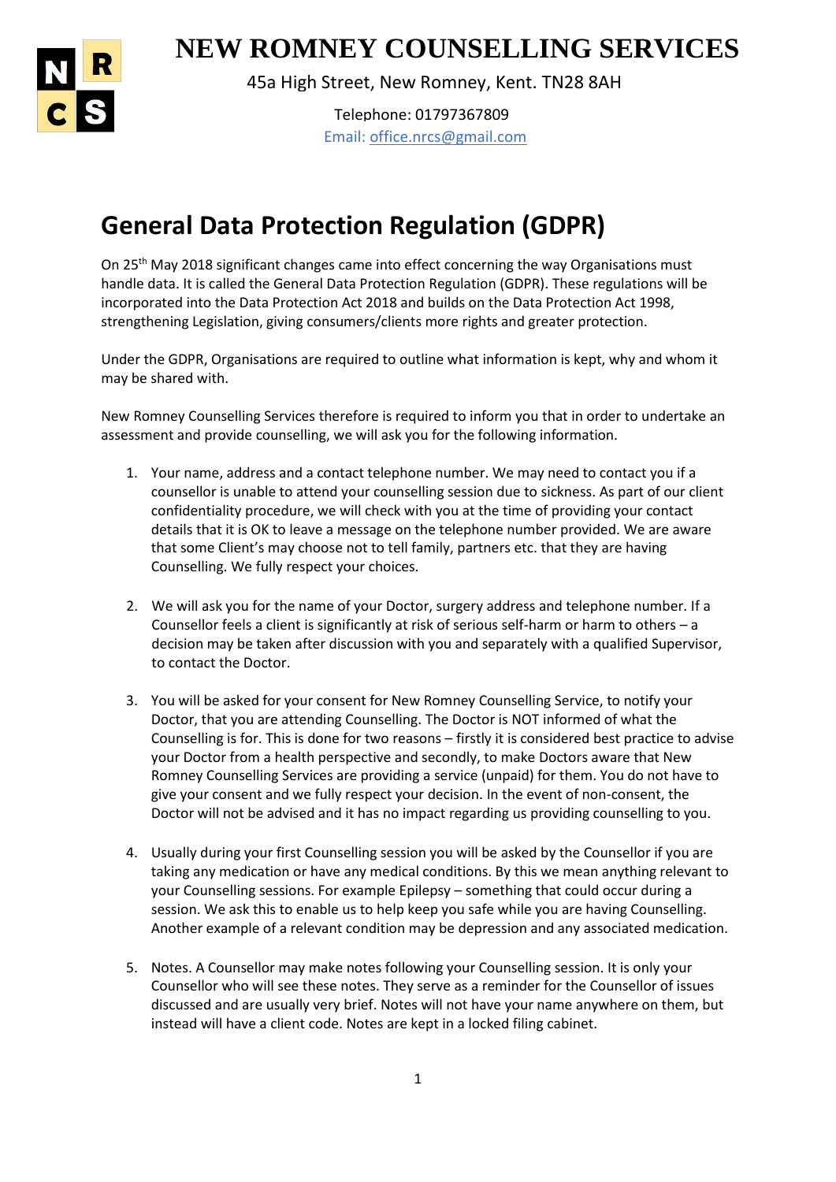# NEW ROMNEY COUNSELLING SERVICES

45a High Street, New Romney, Kent. TN28 8AH

Telephone: 01797367809

Email: office.nrcs@gmail.com

## General Data Protection Regulation (GDPR)

On 25th May 2018 significant changes came into effect concerning the way Organisations must handle data. It is called the General Data Protection Regulation (GDPR). These regulations will be incorporated into the Data Protection Act 2018 and builds on the Data Protection Act 1998, strengthening Legislation, giving consumers/clients more rights and greater protection.

Under the GDPR, Organisations are required to outline what information is kept, why and whom it may be shared with.

New Romney Counselling Services therefore is required to inform you that in order to undertake an assessment and provide counselling, we will ask you for the following information.

1. Your name, address and a contact telephone number. We may need to contact you if a counsellor is unable to attend your counselling session due to sickness. As part of our client confidentiality procedure, we will check with you at the time of providing your contact details that it is OK to leave a message on the telephone number provided. We are aware that some Client's may choose not to tell family, partners etc. that they are having Counselling. We fully respect your choices.

2. We will ask you for the name of your Doctor, surgery address and telephone number. If a Counsellor feels a client is significantly at risk of serious self-harm or harm to others – a decision may be taken after discussion with you and separately with a qualified Supervisor, to contact the Doctor.

3. You will be asked for your consent for New Romney Counselling Service, to notify your Doctor, that you are attending Counselling. The Doctor is NOT informed of what the Counselling is for. This is done for two reasons – firstly it is considered best practice to advise your Doctor from a health perspective and secondly, to make Doctors aware that New Romney Counselling Services are providing a service (unpaid) for them. You do not have to give your consent and we fully respect your decision. In the event of non-consent, the Doctor will not be advised and it has no impact regarding us providing counselling to you.

4. Usually during your first Counselling session you will be asked by the Counsellor if you are taking any medication or have any medical conditions. By this we mean anything relevant to your Counselling sessions. For example Epilepsy – something that could occur during a session. We ask this to enable us to help keep you safe while you are having Counselling. Another example of a relevant condition may be depression and any associated medication.

5. Notes. A Counsellor may make notes following your Counselling session. It is only your Counsellor who will see these notes. They serve as a reminder for the Counsellor of issues discussed and are usually very brief. Notes will not have your name anywhere on them, but instead will have a client code. Notes are kept in a locked filing cabinet.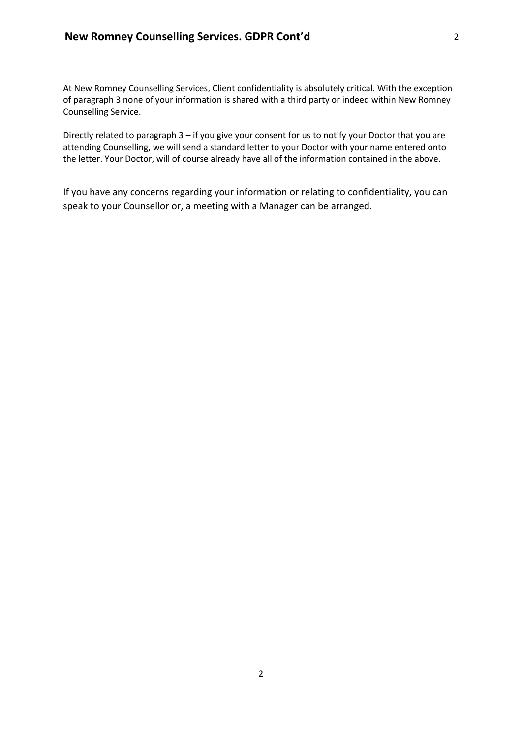At New Romney Counselling Services, Client confidentiality is absolutely critical. With the exception of paragraph 3 none of your information is shared with a third party or indeed within New Romney Counselling Service.

Directly related to paragraph 3 – if you give your consent for us to notify your Doctor that you are attending Counselling, we will send a standard letter to your Doctor with your name entered onto the letter. Your Doctor, will of course already have all of the information contained in the above.

If you have any concerns regarding your information or relating to confidentiality, you can speak to your Counsellor or, a meeting with a Manager can be arranged.